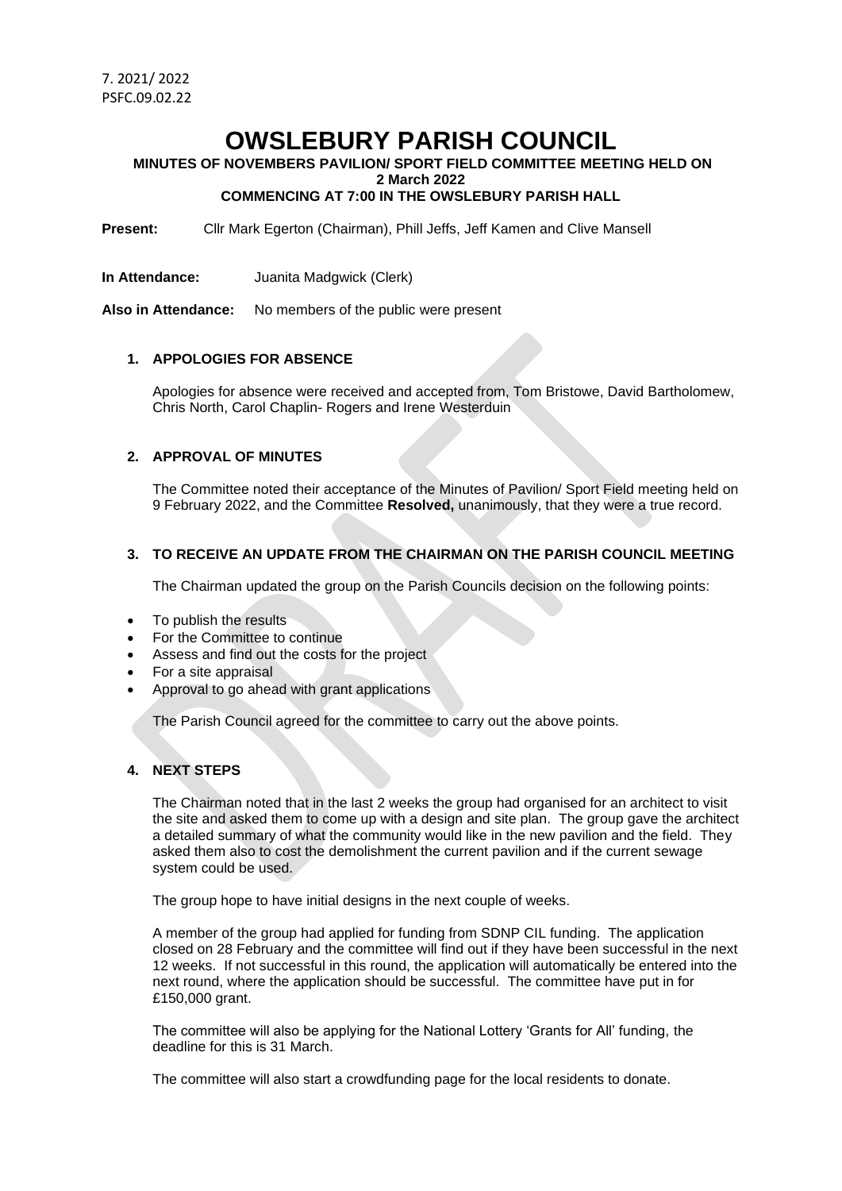7. 2021/ 2022
PSFC.09.02.22

# OWSLEBURY PARISH COUNCIL

**MINUTES OF NOVEMBERS PAVILION/ SPORT FIELD COMMITTEE MEETING HELD ON 2 March 2022**
**COMMENCING AT 7:00 IN THE OWSLEBURY PARISH HALL**

**Present:** Cllr Mark Egerton (Chairman), Phill Jeffs, Jeff Kamen and Clive Mansell

**In Attendance:** Juanita Madgwick (Clerk)

**Also in Attendance:** No members of the public were present

## 1. APPOLOGIES FOR ABSENCE

Apologies for absence were received and accepted from, Tom Bristowe, David Bartholomew, Chris North, Carol Chaplin- Rogers and Irene Westerduin

## 2. APPROVAL OF MINUTES

The Committee noted their acceptance of the Minutes of Pavilion/ Sport Field meeting held on 9 February 2022, and the Committee **Resolved,** unanimously, that they were a true record.

## 3. TO RECEIVE AN UPDATE FROM THE CHAIRMAN ON THE PARISH COUNCIL MEETING

The Chairman updated the group on the Parish Councils decision on the following points:

- To publish the results
- For the Committee to continue
- Assess and find out the costs for the project
- For a site appraisal
- Approval to go ahead with grant applications

The Parish Council agreed for the committee to carry out the above points.

## 4. NEXT STEPS

The Chairman noted that in the last 2 weeks the group had organised for an architect to visit the site and asked them to come up with a design and site plan. The group gave the architect a detailed summary of what the community would like in the new pavilion and the field. They asked them also to cost the demolishment the current pavilion and if the current sewage system could be used.

The group hope to have initial designs in the next couple of weeks.

A member of the group had applied for funding from SDNP CIL funding. The application closed on 28 February and the committee will find out if they have been successful in the next 12 weeks. If not successful in this round, the application will automatically be entered into the next round, where the application should be successful. The committee have put in for £150,000 grant.

The committee will also be applying for the National Lottery 'Grants for All' funding, the deadline for this is 31 March.

The committee will also start a crowdfunding page for the local residents to donate.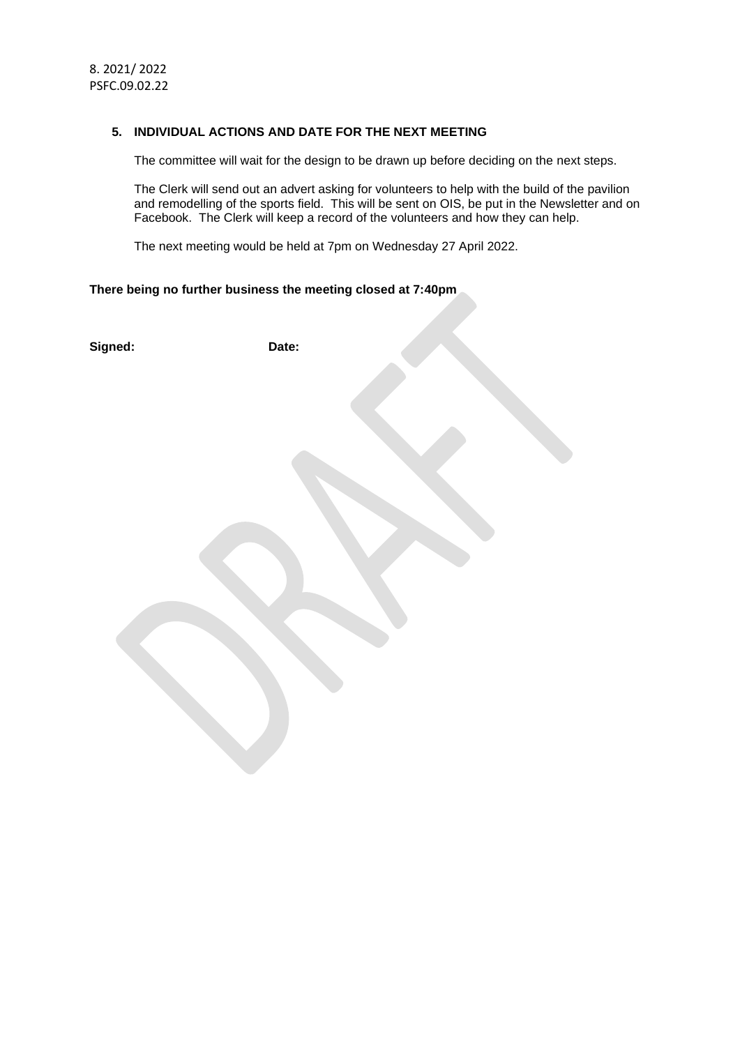8. 2021/ 2022
PSFC.09.02.22

## 5. INDIVIDUAL ACTIONS AND DATE FOR THE NEXT MEETING

The committee will wait for the design to be drawn up before deciding on the next steps.

The Clerk will send out an advert asking for volunteers to help with the build of the pavilion and remodelling of the sports field. This will be sent on OIS, be put in the Newsletter and on Facebook. The Clerk will keep a record of the volunteers and how they can help.

The next meeting would be held at 7pm on Wednesday 27 April 2022.

**There being no further business the meeting closed at 7:40pm**

**Signed:** **Date:**

DRAFT